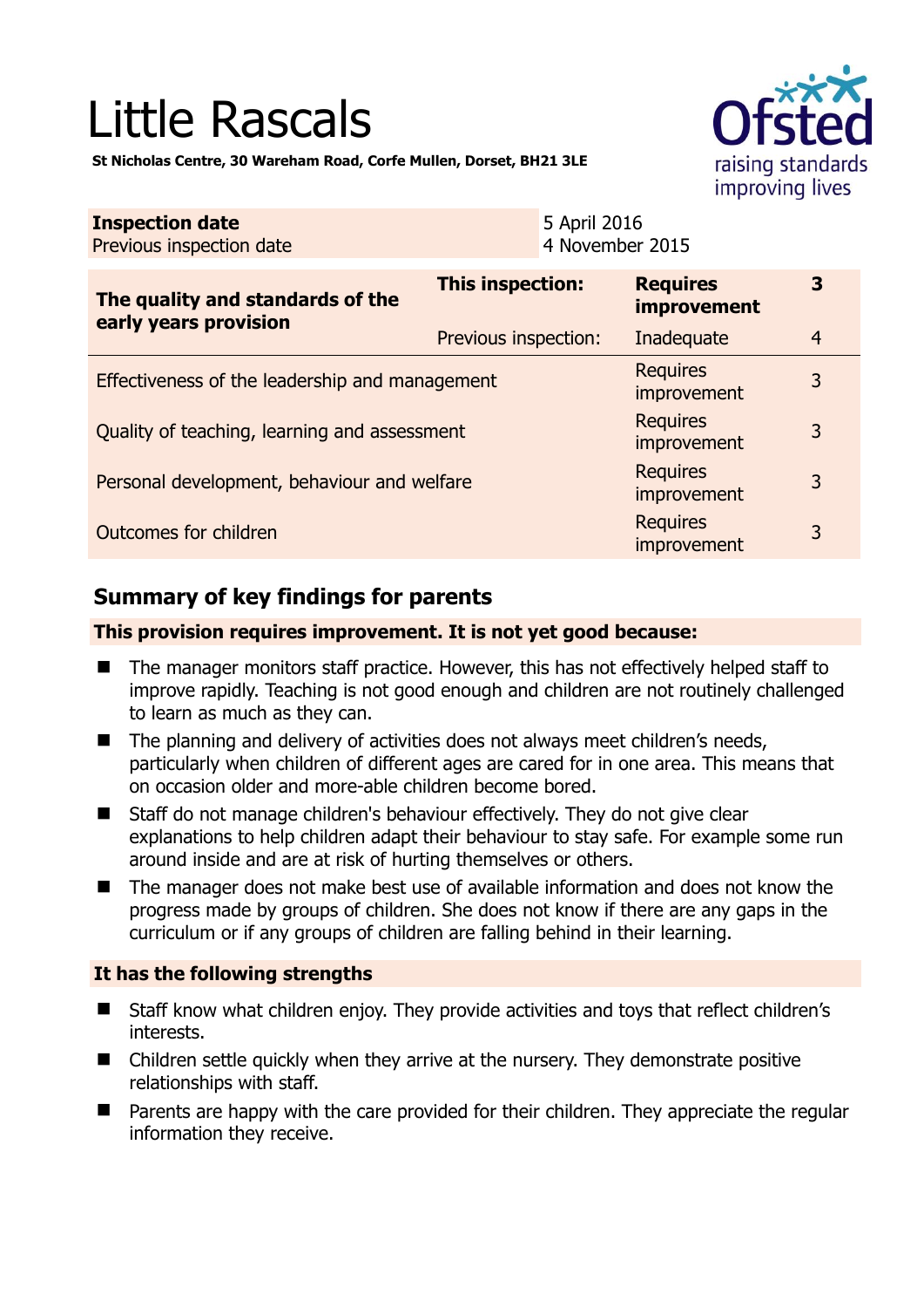# Little Rascals

**St Nicholas Centre, 30 Wareham Road, Corfe Mullen, Dorset, BH21 3LE**

| **Inspection date** | 5 April 2016 |
|---|---|
| Previous inspection date | 4 November 2015 |

| **The quality and standards of the early years provision** | **This inspection:** | **Requires improvement** | **3** |
|---|---|---|---|
| | Previous inspection: | Inadequate | 4 |
| Effectiveness of the leadership and management | | Requires improvement | 3 |
| Quality of teaching, learning and assessment | | Requires improvement | 3 |
| Personal development, behaviour and welfare | | Requires improvement | 3 |
| Outcomes for children | | Requires improvement | 3 |

## Summary of key findings for parents

**This provision requires improvement. It is not yet good because:**

- The manager monitors staff practice. However, this has not effectively helped staff to improve rapidly. Teaching is not good enough and children are not routinely challenged to learn as much as they can.
- The planning and delivery of activities does not always meet children's needs, particularly when children of different ages are cared for in one area. This means that on occasion older and more-able children become bored.
- Staff do not manage children's behaviour effectively. They do not give clear explanations to help children adapt their behaviour to stay safe. For example some run around inside and are at risk of hurting themselves or others.
- The manager does not make best use of available information and does not know the progress made by groups of children. She does not know if there are any gaps in the curriculum or if any groups of children are falling behind in their learning.

**It has the following strengths**

- Staff know what children enjoy. They provide activities and toys that reflect children's interests.
- Children settle quickly when they arrive at the nursery. They demonstrate positive relationships with staff.
- Parents are happy with the care provided for their children. They appreciate the regular information they receive.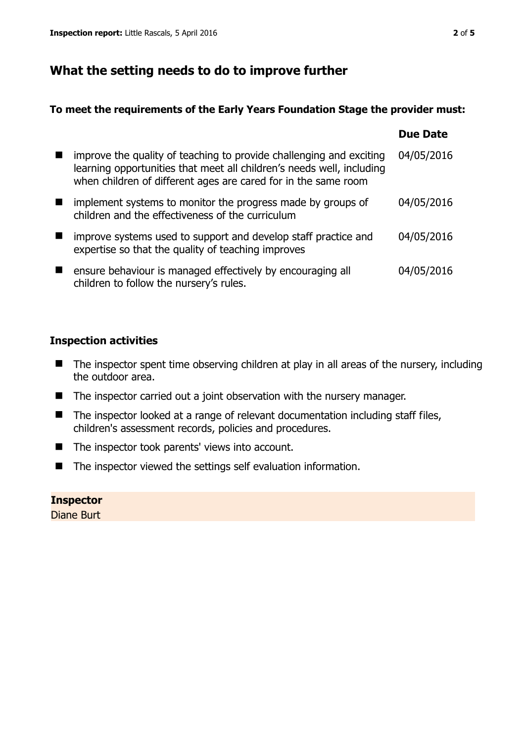## What the setting needs to do to improve further

**To meet the requirements of the Early Years Foundation Stage the provider must:**

| | Due Date |
|---|---|
| improve the quality of teaching to provide challenging and exciting learning opportunities that meet all children's needs well, including when children of different ages are cared for in the same room | 04/05/2016 |
| implement systems to monitor the progress made by groups of children and the effectiveness of the curriculum | 04/05/2016 |
| improve systems used to support and develop staff practice and expertise so that the quality of teaching improves | 04/05/2016 |
| ensure behaviour is managed effectively by encouraging all children to follow the nursery's rules. | 04/05/2016 |

### Inspection activities

- The inspector spent time observing children at play in all areas of the nursery, including the outdoor area.
- The inspector carried out a joint observation with the nursery manager.
- The inspector looked at a range of relevant documentation including staff files, children's assessment records, policies and procedures.
- The inspector took parents' views into account.
- The inspector viewed the settings self evaluation information.

**Inspector**
Diane Burt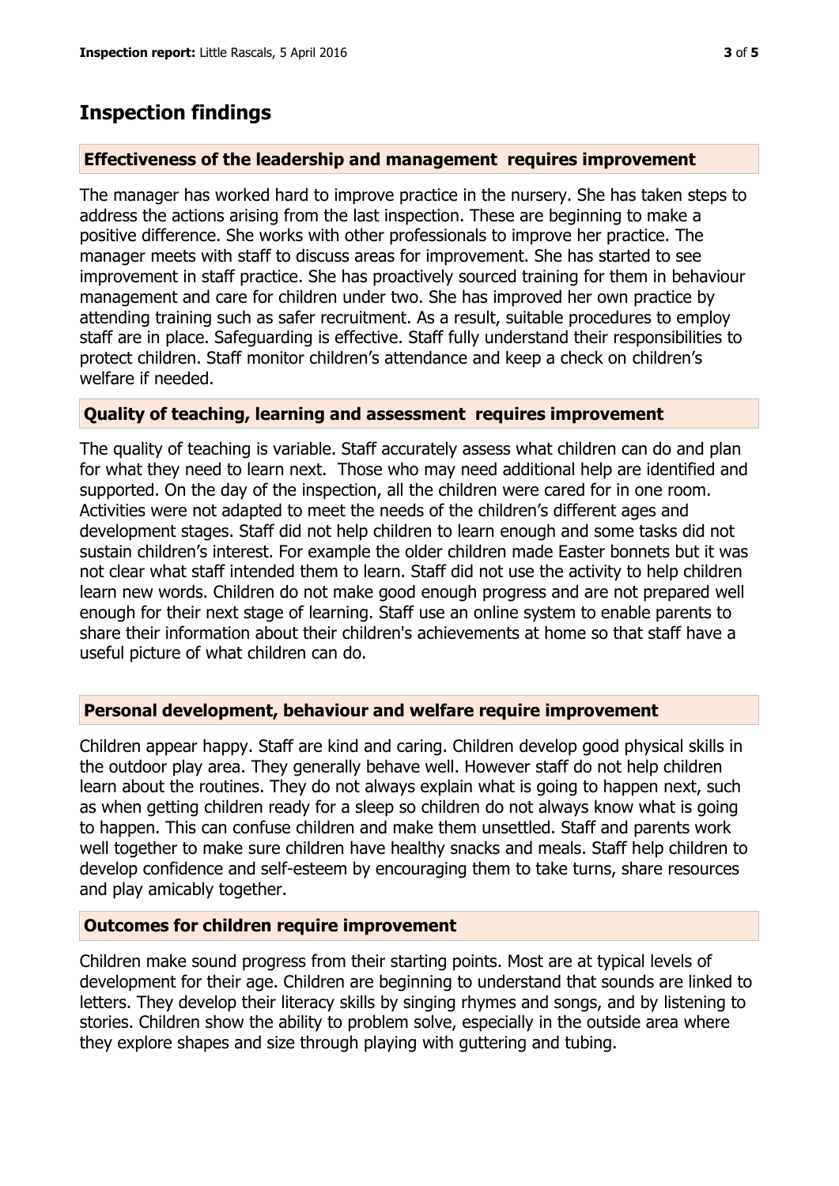# Inspection findings

### Effectiveness of the leadership and management requires improvement

The manager has worked hard to improve practice in the nursery. She has taken steps to address the actions arising from the last inspection. These are beginning to make a positive difference. She works with other professionals to improve her practice. The manager meets with staff to discuss areas for improvement. She has started to see improvement in staff practice. She has proactively sourced training for them in behaviour management and care for children under two. She has improved her own practice by attending training such as safer recruitment. As a result, suitable procedures to employ staff are in place. Safeguarding is effective. Staff fully understand their responsibilities to protect children. Staff monitor children's attendance and keep a check on children's welfare if needed.

### Quality of teaching, learning and assessment requires improvement

The quality of teaching is variable. Staff accurately assess what children can do and plan for what they need to learn next. Those who may need additional help are identified and supported. On the day of the inspection, all the children were cared for in one room. Activities were not adapted to meet the needs of the children's different ages and development stages. Staff did not help children to learn enough and some tasks did not sustain children's interest. For example the older children made Easter bonnets but it was not clear what staff intended them to learn. Staff did not use the activity to help children learn new words. Children do not make good enough progress and are not prepared well enough for their next stage of learning. Staff use an online system to enable parents to share their information about their children's achievements at home so that staff have a useful picture of what children can do.

### Personal development, behaviour and welfare require improvement

Children appear happy. Staff are kind and caring. Children develop good physical skills in the outdoor play area. They generally behave well. However staff do not help children learn about the routines. They do not always explain what is going to happen next, such as when getting children ready for a sleep so children do not always know what is going to happen. This can confuse children and make them unsettled. Staff and parents work well together to make sure children have healthy snacks and meals. Staff help children to develop confidence and self-esteem by encouraging them to take turns, share resources and play amicably together.

### Outcomes for children require improvement

Children make sound progress from their starting points. Most are at typical levels of development for their age. Children are beginning to understand that sounds are linked to letters. They develop their literacy skills by singing rhymes and songs, and by listening to stories. Children show the ability to problem solve, especially in the outside area where they explore shapes and size through playing with guttering and tubing.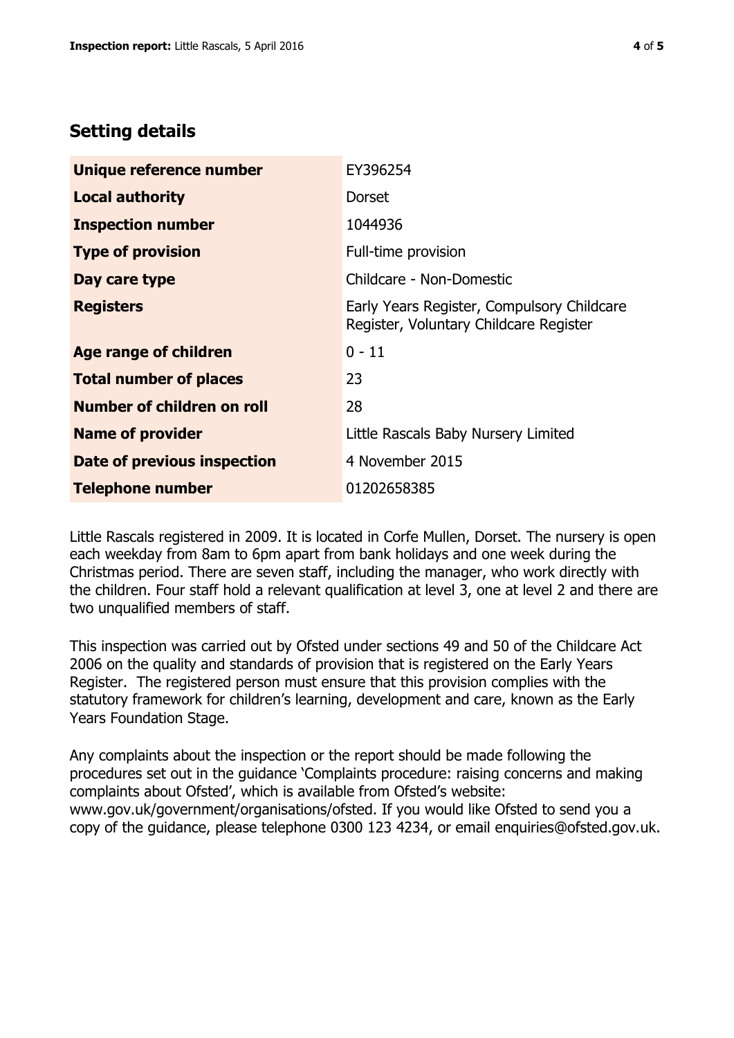## Setting details

| | |
|---|---|
| **Unique reference number** | EY396254 |
| **Local authority** | Dorset |
| **Inspection number** | 1044936 |
| **Type of provision** | Full-time provision |
| **Day care type** | Childcare - Non-Domestic |
| **Registers** | Early Years Register, Compulsory Childcare Register, Voluntary Childcare Register |
| **Age range of children** | 0 - 11 |
| **Total number of places** | 23 |
| **Number of children on roll** | 28 |
| **Name of provider** | Little Rascals Baby Nursery Limited |
| **Date of previous inspection** | 4 November 2015 |
| **Telephone number** | 01202658385 |

Little Rascals registered in 2009. It is located in Corfe Mullen, Dorset. The nursery is open each weekday from 8am to 6pm apart from bank holidays and one week during the Christmas period. There are seven staff, including the manager, who work directly with the children. Four staff hold a relevant qualification at level 3, one at level 2 and there are two unqualified members of staff.

This inspection was carried out by Ofsted under sections 49 and 50 of the Childcare Act 2006 on the quality and standards of provision that is registered on the Early Years Register. The registered person must ensure that this provision complies with the statutory framework for children's learning, development and care, known as the Early Years Foundation Stage.

Any complaints about the inspection or the report should be made following the procedures set out in the guidance 'Complaints procedure: raising concerns and making complaints about Ofsted', which is available from Ofsted's website: www.gov.uk/government/organisations/ofsted. If you would like Ofsted to send you a copy of the guidance, please telephone 0300 123 4234, or email enquiries@ofsted.gov.uk.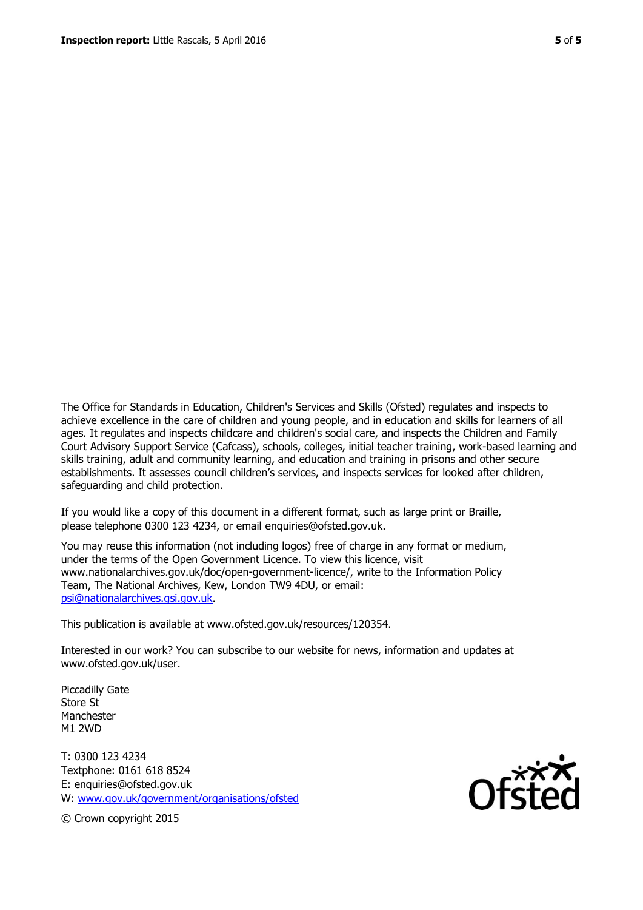The Office for Standards in Education, Children's Services and Skills (Ofsted) regulates and inspects to achieve excellence in the care of children and young people, and in education and skills for learners of all ages. It regulates and inspects childcare and children's social care, and inspects the Children and Family Court Advisory Support Service (Cafcass), schools, colleges, initial teacher training, work-based learning and skills training, adult and community learning, and education and training in prisons and other secure establishments. It assesses council children's services, and inspects services for looked after children, safeguarding and child protection.

If you would like a copy of this document in a different format, such as large print or Braille, please telephone 0300 123 4234, or email enquiries@ofsted.gov.uk.

You may reuse this information (not including logos) free of charge in any format or medium, under the terms of the Open Government Licence. To view this licence, visit www.nationalarchives.gov.uk/doc/open-government-licence/, write to the Information Policy Team, The National Archives, Kew, London TW9 4DU, or email: psi@nationalarchives.gsi.gov.uk.

This publication is available at www.ofsted.gov.uk/resources/120354.

Interested in our work? You can subscribe to our website for news, information and updates at www.ofsted.gov.uk/user.

Piccadilly Gate
Store St
Manchester
M1 2WD

T: 0300 123 4234
Textphone: 0161 618 8524
E: enquiries@ofsted.gov.uk
W: www.gov.uk/government/organisations/ofsted

© Crown copyright 2015